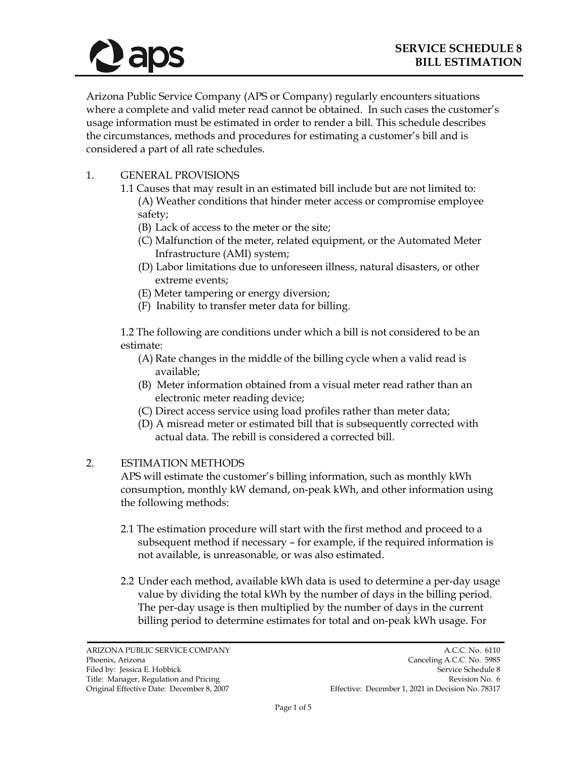# SERVICE SCHEDULE 8
# BILL ESTIMATION

Arizona Public Service Company (APS or Company) regularly encounters situations where a complete and valid meter read cannot be obtained. In such cases the customer's usage information must be estimated in order to render a bill. This schedule describes the circumstances, methods and procedures for estimating a customer's bill and is considered a part of all rate schedules.

1. GENERAL PROVISIONS

1.1 Causes that may result in an estimated bill include but are not limited to:

(A) Weather conditions that hinder meter access or compromise employee safety;

(B) Lack of access to the meter or the site;

(C) Malfunction of the meter, related equipment, or the Automated Meter Infrastructure (AMI) system;

(D) Labor limitations due to unforeseen illness, natural disasters, or other extreme events;

(E) Meter tampering or energy diversion;

(F) Inability to transfer meter data for billing.

1.2 The following are conditions under which a bill is not considered to be an estimate:

(A) Rate changes in the middle of the billing cycle when a valid read is available;

(B) Meter information obtained from a visual meter read rather than an electronic meter reading device;

(C) Direct access service using load profiles rather than meter data;

(D) A misread meter or estimated bill that is subsequently corrected with actual data. The rebill is considered a corrected bill.

2. ESTIMATION METHODS

APS will estimate the customer's billing information, such as monthly kWh consumption, monthly kW demand, on-peak kWh, and other information using the following methods:

2.1 The estimation procedure will start with the first method and proceed to a subsequent method if necessary – for example, if the required information is not available, is unreasonable, or was also estimated.

2.2 Under each method, available kWh data is used to determine a per-day usage value by dividing the total kWh by the number of days in the billing period. The per-day usage is then multiplied by the number of days in the current billing period to determine estimates for total and on-peak kWh usage. For

ARIZONA PUBLIC SERVICE COMPANY
Phoenix, Arizona
Filed by: Jessica E. Hobbick
Title: Manager, Regulation and Pricing
Original Effective Date: December 8, 2007

A.C.C. No. 6110
Canceling A.C.C. No. 5985
Service Schedule 8
Revision No. 6
Effective: December 1, 2021 in Decision No. 78317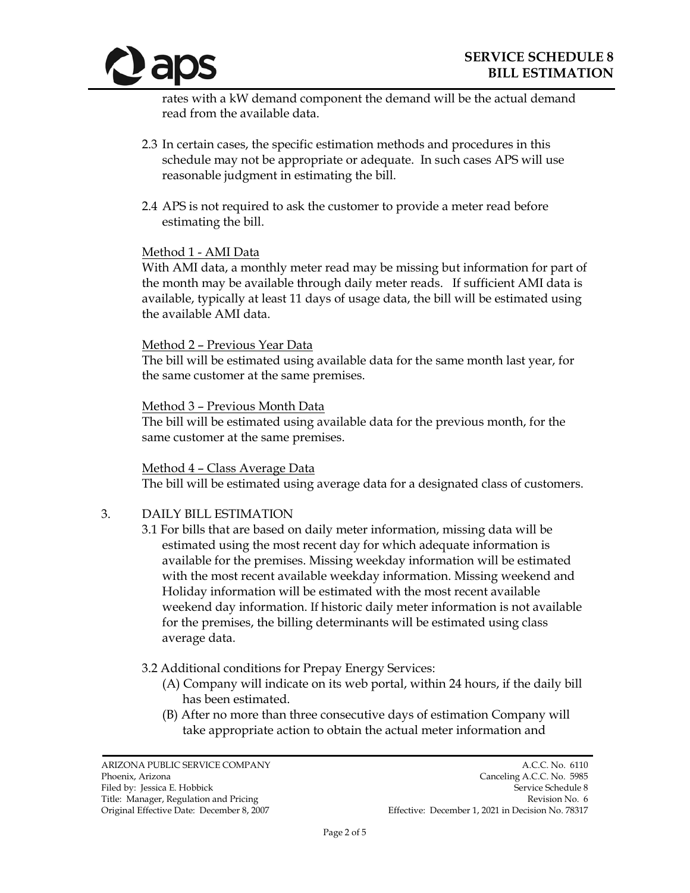rates with a kW demand component the demand will be the actual demand read from the available data.

2.3 In certain cases, the specific estimation methods and procedures in this schedule may not be appropriate or adequate. In such cases APS will use reasonable judgment in estimating the bill.

2.4 APS is not required to ask the customer to provide a meter read before estimating the bill.

Method 1 - AMI Data
With AMI data, a monthly meter read may be missing but information for part of the month may be available through daily meter reads. If sufficient AMI data is available, typically at least 11 days of usage data, the bill will be estimated using the available AMI data.

Method 2 – Previous Year Data
The bill will be estimated using available data for the same month last year, for the same customer at the same premises.

Method 3 – Previous Month Data
The bill will be estimated using available data for the previous month, for the same customer at the same premises.

Method 4 – Class Average Data
The bill will be estimated using average data for a designated class of customers.

3. DAILY BILL ESTIMATION

3.1 For bills that are based on daily meter information, missing data will be estimated using the most recent day for which adequate information is available for the premises. Missing weekday information will be estimated with the most recent available weekday information. Missing weekend and Holiday information will be estimated with the most recent available weekend day information. If historic daily meter information is not available for the premises, the billing determinants will be estimated using class average data.

3.2 Additional conditions for Prepay Energy Services:

(A) Company will indicate on its web portal, within 24 hours, if the daily bill has been estimated.

(B) After no more than three consecutive days of estimation Company will take appropriate action to obtain the actual meter information and

ARIZONA PUBLIC SERVICE COMPANY
Phoenix, Arizona
Filed by: Jessica E. Hobbick
Title: Manager, Regulation and Pricing
Original Effective Date: December 8, 2007

A.C.C. No. 6110
Canceling A.C.C. No. 5985
Service Schedule 8
Revision No. 6
Effective: December 1, 2021 in Decision No. 78317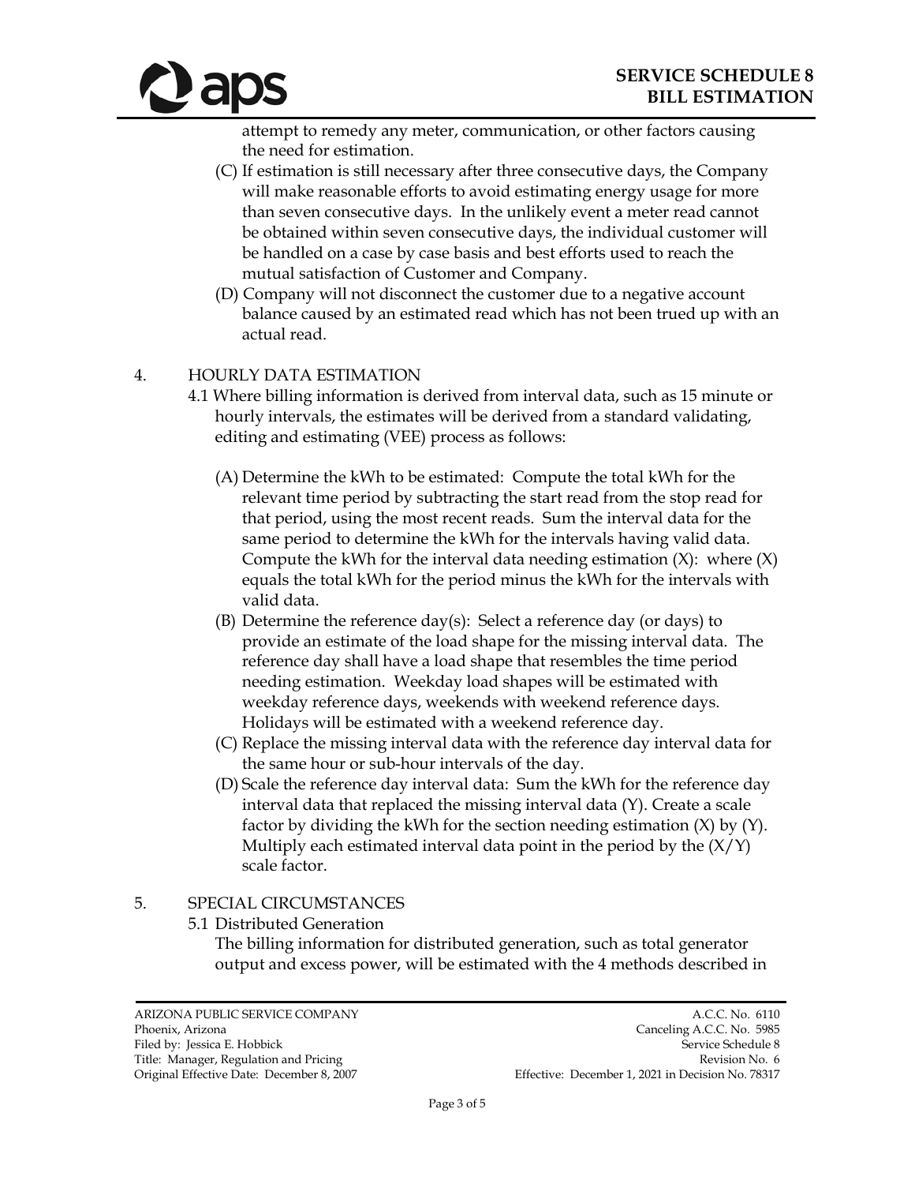attempt to remedy any meter, communication, or other factors causing the need for estimation.

(C) If estimation is still necessary after three consecutive days, the Company will make reasonable efforts to avoid estimating energy usage for more than seven consecutive days. In the unlikely event a meter read cannot be obtained within seven consecutive days, the individual customer will be handled on a case by case basis and best efforts used to reach the mutual satisfaction of Customer and Company.

(D) Company will not disconnect the customer due to a negative account balance caused by an estimated read which has not been trued up with an actual read.

4. HOURLY DATA ESTIMATION

4.1 Where billing information is derived from interval data, such as 15 minute or hourly intervals, the estimates will be derived from a standard validating, editing and estimating (VEE) process as follows:

(A) Determine the kWh to be estimated: Compute the total kWh for the relevant time period by subtracting the start read from the stop read for that period, using the most recent reads. Sum the interval data for the same period to determine the kWh for the intervals having valid data. Compute the kWh for the interval data needing estimation (X): where (X) equals the total kWh for the period minus the kWh for the intervals with valid data.

(B) Determine the reference day(s): Select a reference day (or days) to provide an estimate of the load shape for the missing interval data. The reference day shall have a load shape that resembles the time period needing estimation. Weekday load shapes will be estimated with weekday reference days, weekends with weekend reference days. Holidays will be estimated with a weekend reference day.

(C) Replace the missing interval data with the reference day interval data for the same hour or sub-hour intervals of the day.

(D) Scale the reference day interval data: Sum the kWh for the reference day interval data that replaced the missing interval data (Y). Create a scale factor by dividing the kWh for the section needing estimation (X) by (Y). Multiply each estimated interval data point in the period by the (X/Y) scale factor.

5. SPECIAL CIRCUMSTANCES

5.1 Distributed Generation

The billing information for distributed generation, such as total generator output and excess power, will be estimated with the 4 methods described in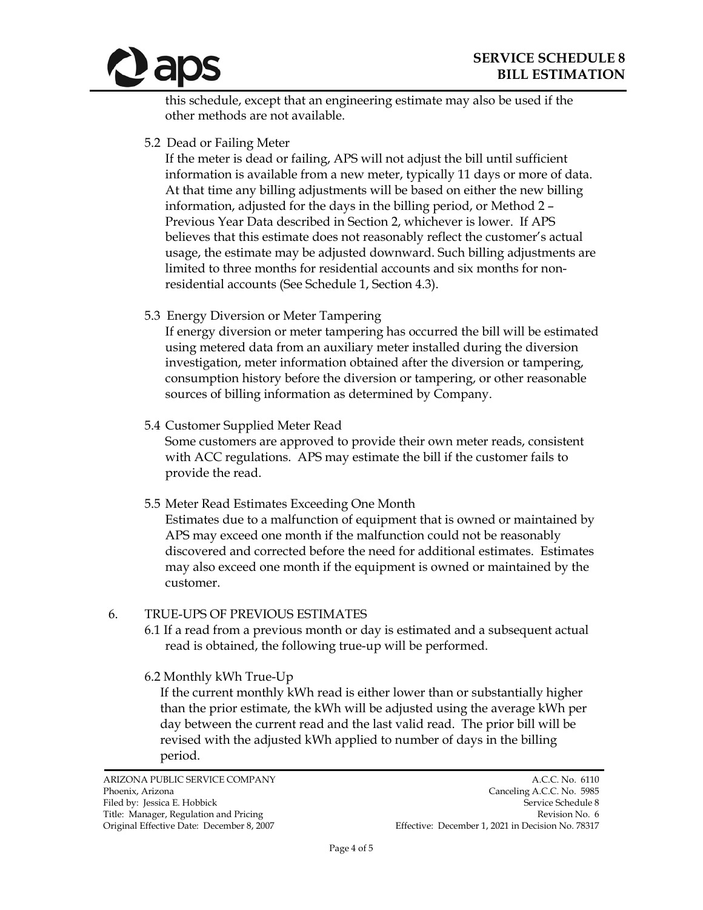this schedule, except that an engineering estimate may also be used if the other methods are not available.

5.2 Dead or Failing Meter

If the meter is dead or failing, APS will not adjust the bill until sufficient information is available from a new meter, typically 11 days or more of data. At that time any billing adjustments will be based on either the new billing information, adjusted for the days in the billing period, or Method 2 – Previous Year Data described in Section 2, whichever is lower. If APS believes that this estimate does not reasonably reflect the customer's actual usage, the estimate may be adjusted downward. Such billing adjustments are limited to three months for residential accounts and six months for non-residential accounts (See Schedule 1, Section 4.3).

5.3 Energy Diversion or Meter Tampering

If energy diversion or meter tampering has occurred the bill will be estimated using metered data from an auxiliary meter installed during the diversion investigation, meter information obtained after the diversion or tampering, consumption history before the diversion or tampering, or other reasonable sources of billing information as determined by Company.

5.4 Customer Supplied Meter Read

Some customers are approved to provide their own meter reads, consistent with ACC regulations. APS may estimate the bill if the customer fails to provide the read.

5.5 Meter Read Estimates Exceeding One Month

Estimates due to a malfunction of equipment that is owned or maintained by APS may exceed one month if the malfunction could not be reasonably discovered and corrected before the need for additional estimates. Estimates may also exceed one month if the equipment is owned or maintained by the customer.

## 6. TRUE-UPS OF PREVIOUS ESTIMATES

6.1 If a read from a previous month or day is estimated and a subsequent actual read is obtained, the following true-up will be performed.

6.2 Monthly kWh True-Up

If the current monthly kWh read is either lower than or substantially higher than the prior estimate, the kWh will be adjusted using the average kWh per day between the current read and the last valid read. The prior bill will be revised with the adjusted kWh applied to number of days in the billing period.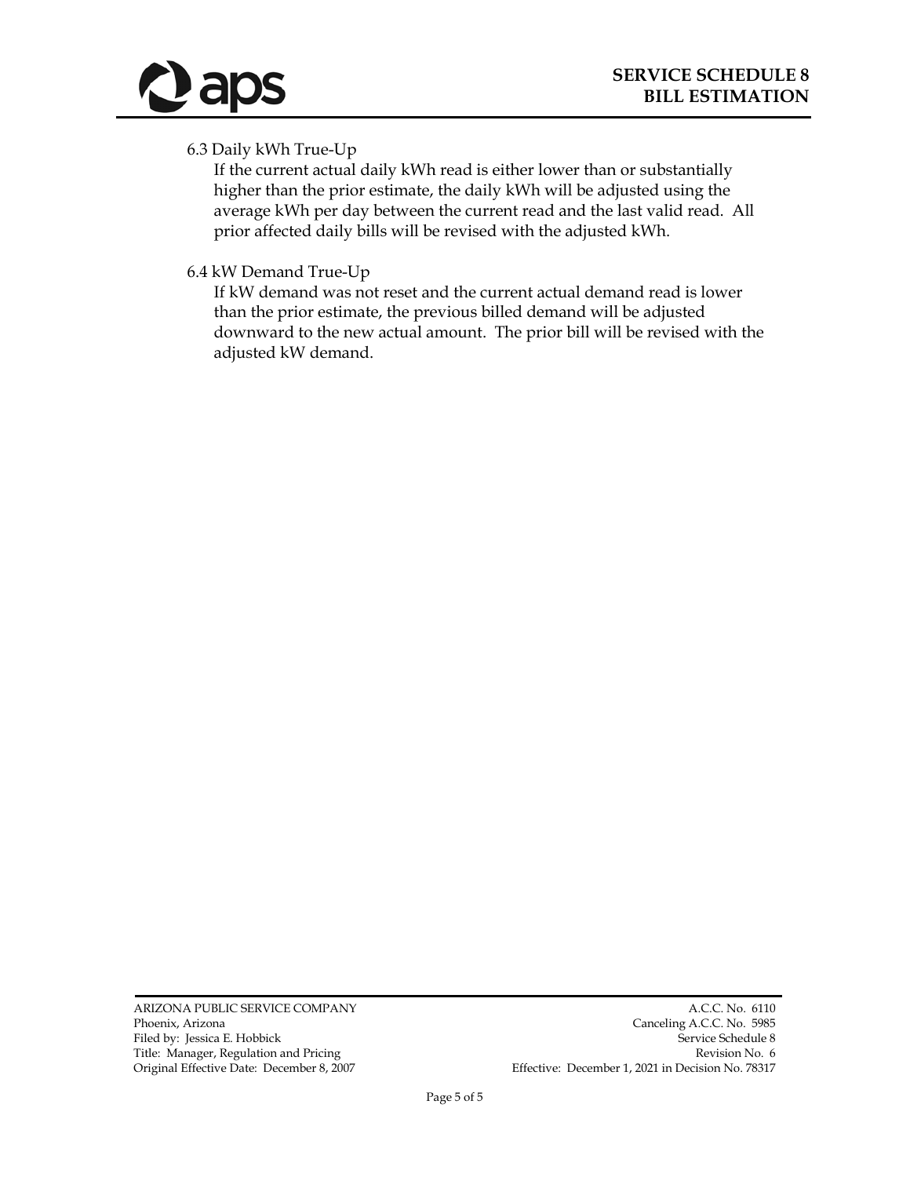6.3 Daily kWh True-Up

If the current actual daily kWh read is either lower than or substantially higher than the prior estimate, the daily kWh will be adjusted using the average kWh per day between the current read and the last valid read. All prior affected daily bills will be revised with the adjusted kWh.

6.4 kW Demand True-Up

If kW demand was not reset and the current actual demand read is lower than the prior estimate, the previous billed demand will be adjusted downward to the new actual amount. The prior bill will be revised with the adjusted kW demand.